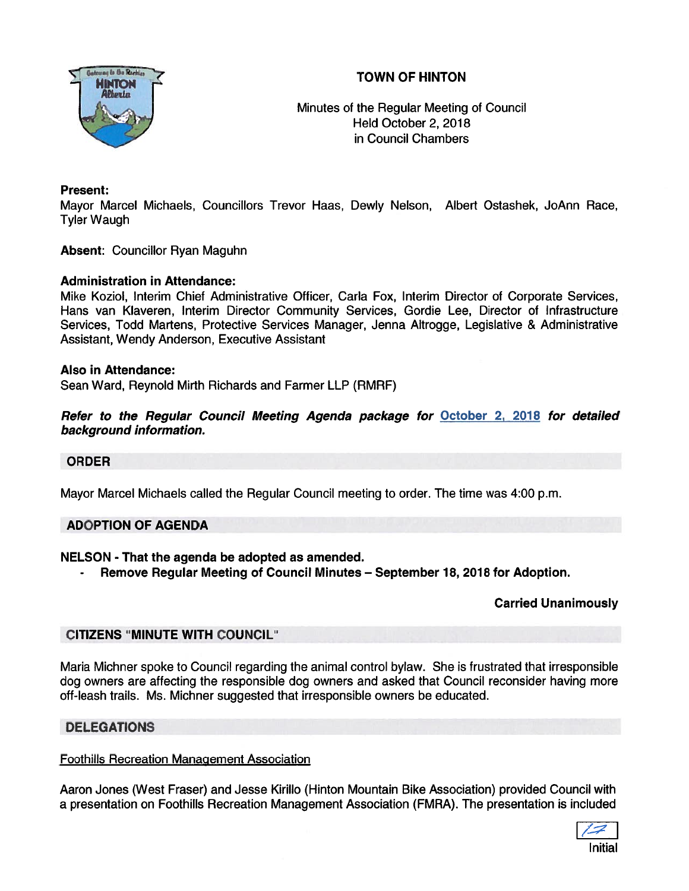# TOWN OF HINTON

Minutes of the Regular Meeting of Council
Held October 2, 2018
in Council Chambers

**Present:**
Mayor Marcel Michaels, Councillors Trevor Haas, Dewly Nelson, Albert Ostashek, JoAnn Race, Tyler Waugh

**Absent:** Councillor Ryan Maguhn

**Administration in Attendance:**
Mike Koziol, Interim Chief Administrative Officer, Carla Fox, Interim Director of Corporate Services, Hans van Klaveren, Interim Director Community Services, Gordie Lee, Director of Infrastructure Services, Todd Martens, Protective Services Manager, Jenna Altrogge, Legislative & Administrative Assistant, Wendy Anderson, Executive Assistant

**Also in Attendance:**
Sean Ward, Reynold Mirth Richards and Farmer LLP (RMRF)

***Refer to the Regular Council Meeting Agenda package for October 2, 2018 for detailed background information.***

## ORDER

Mayor Marcel Michaels called the Regular Council meeting to order. The time was 4:00 p.m.

## ADOPTION OF AGENDA

**NELSON - That the agenda be adopted as amended.**

- **Remove Regular Meeting of Council Minutes – September 18, 2018 for Adoption.**

**Carried Unanimously**

## CITIZENS "MINUTE WITH COUNCIL"

Maria Michner spoke to Council regarding the animal control bylaw. She is frustrated that irresponsible dog owners are affecting the responsible dog owners and asked that Council reconsider having more off-leash trails. Ms. Michner suggested that irresponsible owners be educated.

## DELEGATIONS

Foothills Recreation Management Association

Aaron Jones (West Fraser) and Jesse Kirillo (Hinton Mountain Bike Association) provided Council with a presentation on Foothills Recreation Management Association (FMRA). The presentation is included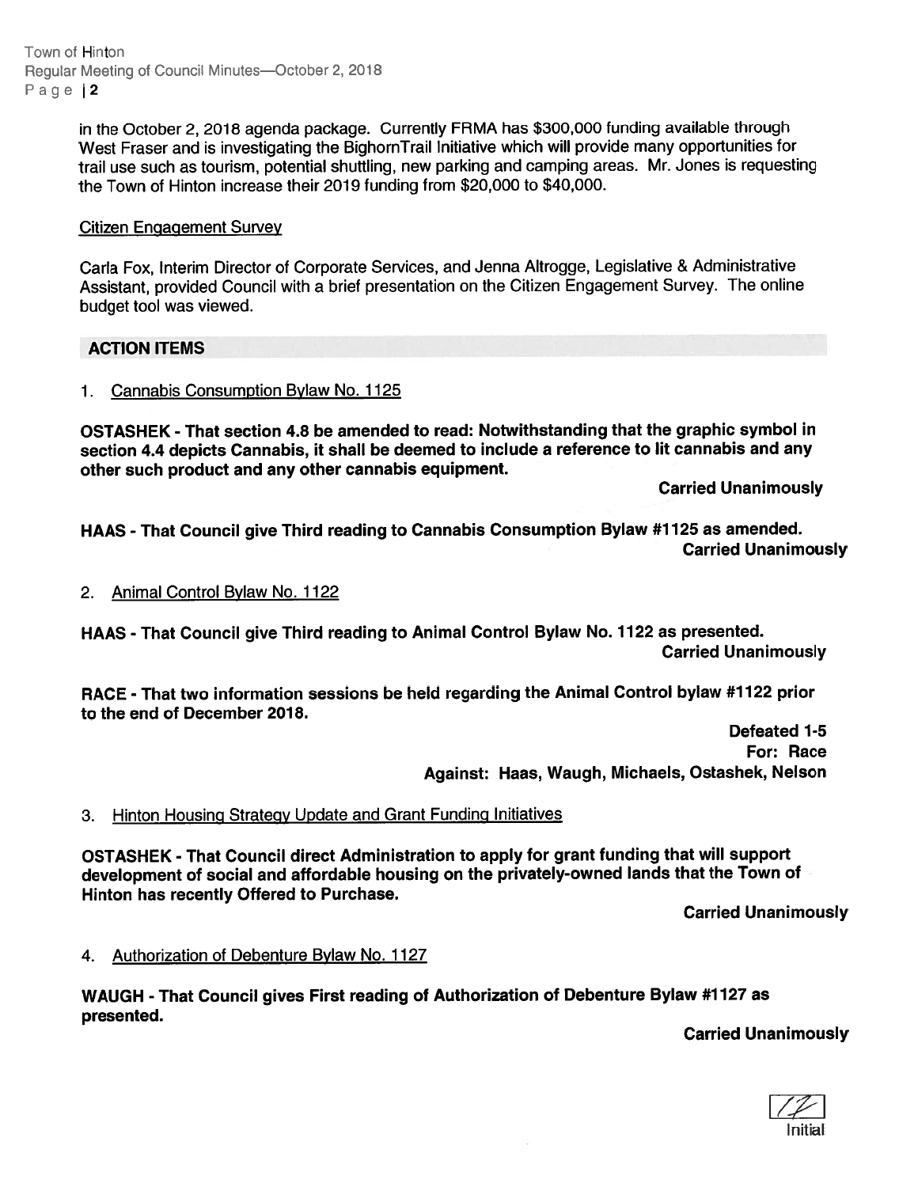in the October 2, 2018 agenda package. Currently FRMA has $300,000 funding available through West Fraser and is investigating the BighornTrail Initiative which will provide many opportunities for trail use such as tourism, potential shuttling, new parking and camping areas. Mr. Jones is requesting the Town of Hinton increase their 2019 funding from $20,000 to $40,000.

Citizen Engagement Survey

Carla Fox, Interim Director of Corporate Services, and Jenna Altrogge, Legislative & Administrative Assistant, provided Council with a brief presentation on the Citizen Engagement Survey. The online budget tool was viewed.

## ACTION ITEMS

1. Cannabis Consumption Bylaw No. 1125

**OSTASHEK - That section 4.8 be amended to read: Notwithstanding that the graphic symbol in section 4.4 depicts Cannabis, it shall be deemed to include a reference to lit cannabis and any other such product and any other cannabis equipment.**

**Carried Unanimously**

**HAAS - That Council give Third reading to Cannabis Consumption Bylaw #1125 as amended.**

**Carried Unanimously**

2. Animal Control Bylaw No. 1122

**HAAS - That Council give Third reading to Animal Control Bylaw No. 1122 as presented.**

**Carried Unanimously**

**RACE - That two information sessions be held regarding the Animal Control bylaw #1122 prior to the end of December 2018.**

**Defeated 1-5**
**For: Race**
**Against: Haas, Waugh, Michaels, Ostashek, Nelson**

3. Hinton Housing Strategy Update and Grant Funding Initiatives

**OSTASHEK - That Council direct Administration to apply for grant funding that will support development of social and affordable housing on the privately-owned lands that the Town of Hinton has recently Offered to Purchase.**

**Carried Unanimously**

4. Authorization of Debenture Bylaw No. 1127

**WAUGH - That Council gives First reading of Authorization of Debenture Bylaw #1127 as presented.**

**Carried Unanimously**

Initial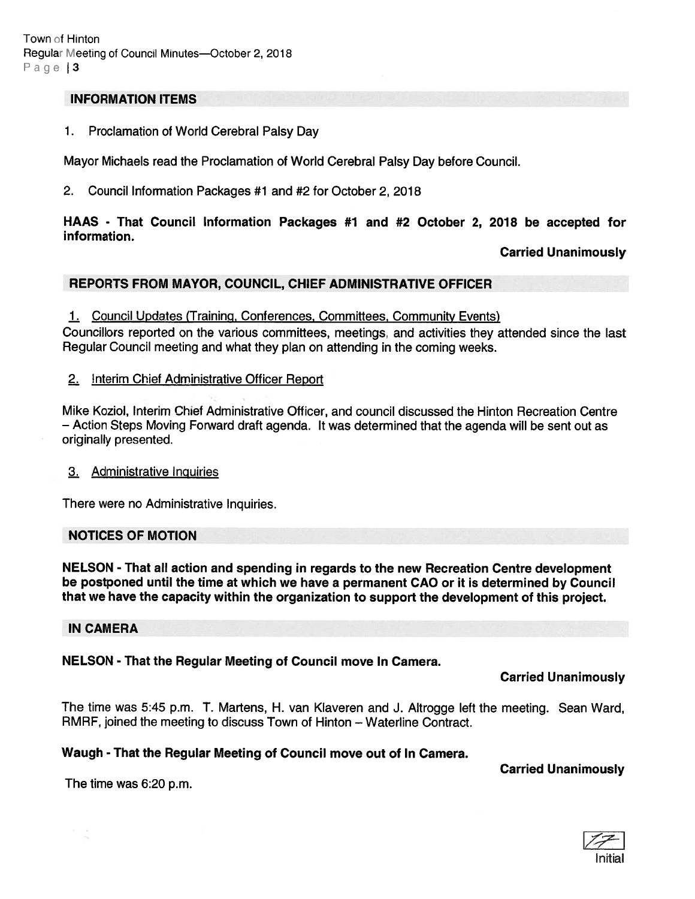## INFORMATION ITEMS

1. Proclamation of World Cerebral Palsy Day

Mayor Michaels read the Proclamation of World Cerebral Palsy Day before Council.

2. Council Information Packages #1 and #2 for October 2, 2018

**HAAS - That Council Information Packages #1 and #2 October 2, 2018 be accepted for information.**

**Carried Unanimously**

## REPORTS FROM MAYOR, COUNCIL, CHIEF ADMINISTRATIVE OFFICER

1. Council Updates (Training, Conferences, Committees, Community Events)

Councillors reported on the various committees, meetings, and activities they attended since the last Regular Council meeting and what they plan on attending in the coming weeks.

2. Interim Chief Administrative Officer Report

Mike Koziol, Interim Chief Administrative Officer, and council discussed the Hinton Recreation Centre – Action Steps Moving Forward draft agenda. It was determined that the agenda will be sent out as originally presented.

3. Administrative Inquiries

There were no Administrative Inquiries.

## NOTICES OF MOTION

**NELSON - That all action and spending in regards to the new Recreation Centre development be postponed until the time at which we have a permanent CAO or it is determined by Council that we have the capacity within the organization to support the development of this project.**

## IN CAMERA

**NELSON - That the Regular Meeting of Council move In Camera.**

**Carried Unanimously**

The time was 5:45 p.m. T. Martens, H. van Klaveren and J. Altrogge left the meeting. Sean Ward, RMRF, joined the meeting to discuss Town of Hinton – Waterline Contract.

**Waugh - That the Regular Meeting of Council move out of In Camera.**

**Carried Unanimously**

The time was 6:20 p.m.

Initial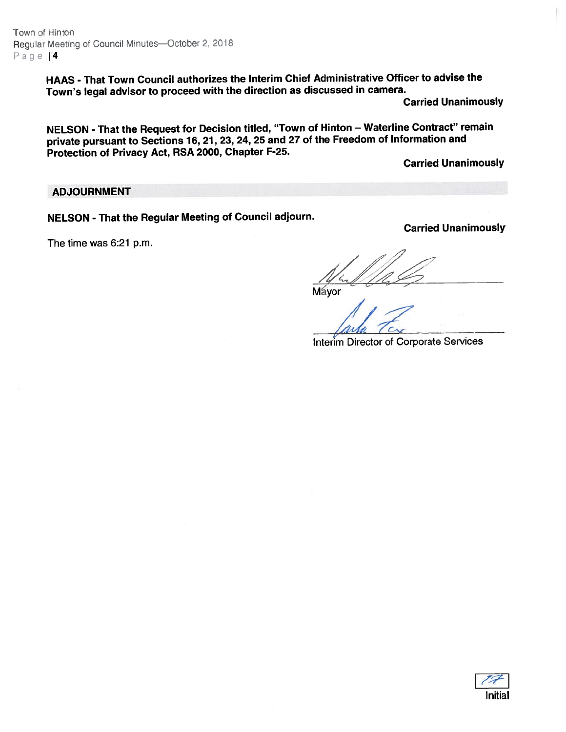**HAAS - That Town Council authorizes the Interim Chief Administrative Officer to advise the Town's legal advisor to proceed with the direction as discussed in camera.**

**Carried Unanimously**

**NELSON - That the Request for Decision titled, "Town of Hinton – Waterline Contract" remain private pursuant to Sections 16, 21, 23, 24, 25 and 27 of the Freedom of Information and Protection of Privacy Act, RSA 2000, Chapter F-25.**

**Carried Unanimously**

## ADJOURNMENT

**NELSON - That the Regular Meeting of Council adjourn.**

**Carried Unanimously**

The time was 6:21 p.m.

Mayor

Interim Director of Corporate Services

Initial